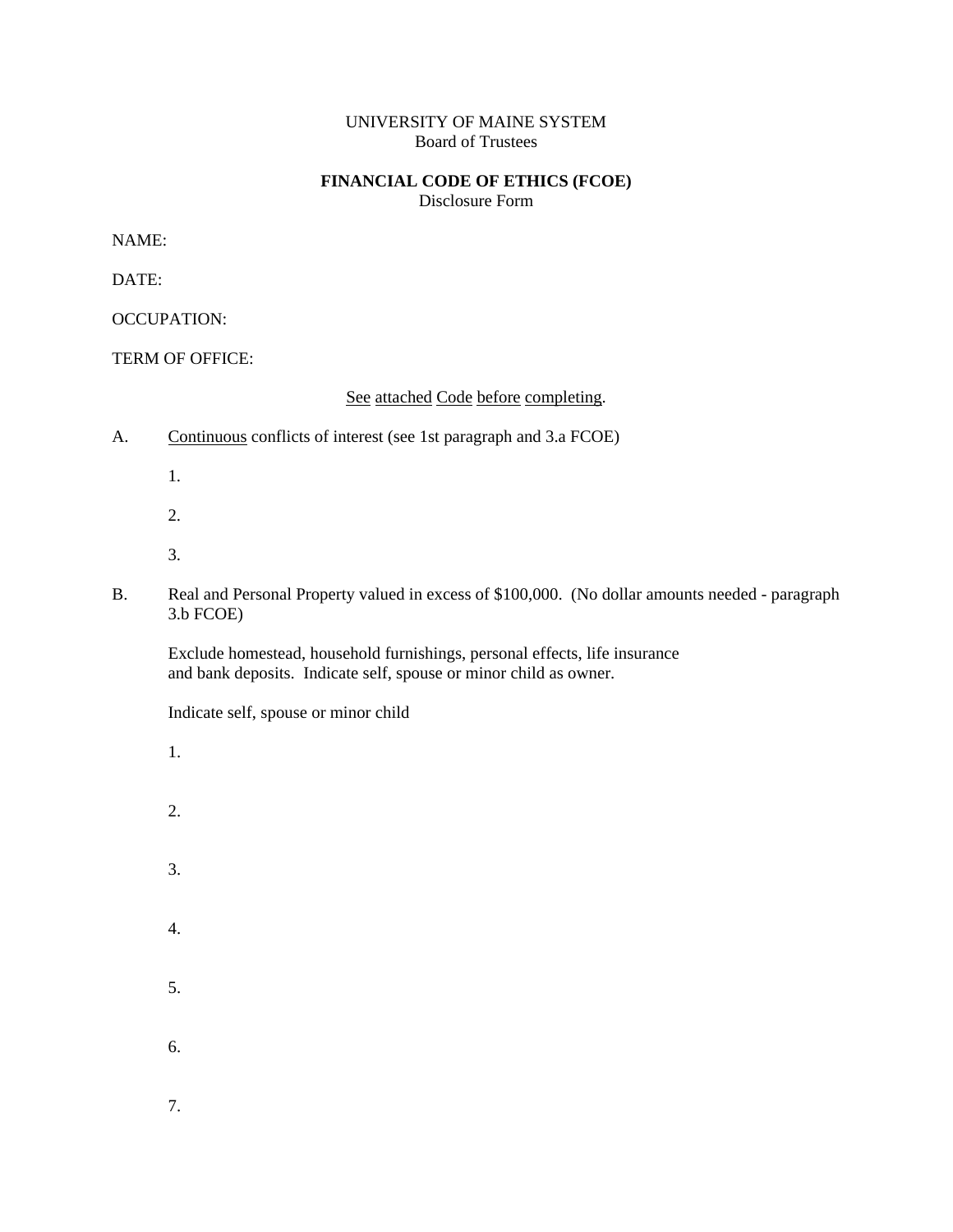UNIVERSITY OF MAINE SYSTEM
Board of Trustees

**FINANCIAL CODE OF ETHICS (FCOE)**
Disclosure Form

NAME:

DATE:

OCCUPATION:

TERM OF OFFICE:

<u>See attached Code before completing</u>.

A. <u>Continuous</u> conflicts of interest (see 1st paragraph and 3.a FCOE)

1.

2.

3.

B. Real and Personal Property valued in excess of $100,000. (No dollar amounts needed - paragraph 3.b FCOE)

Exclude homestead, household furnishings, personal effects, life insurance and bank deposits. Indicate self, spouse or minor child as owner.

Indicate self, spouse or minor child

1.

2.

3.

4.

5.

6.

7.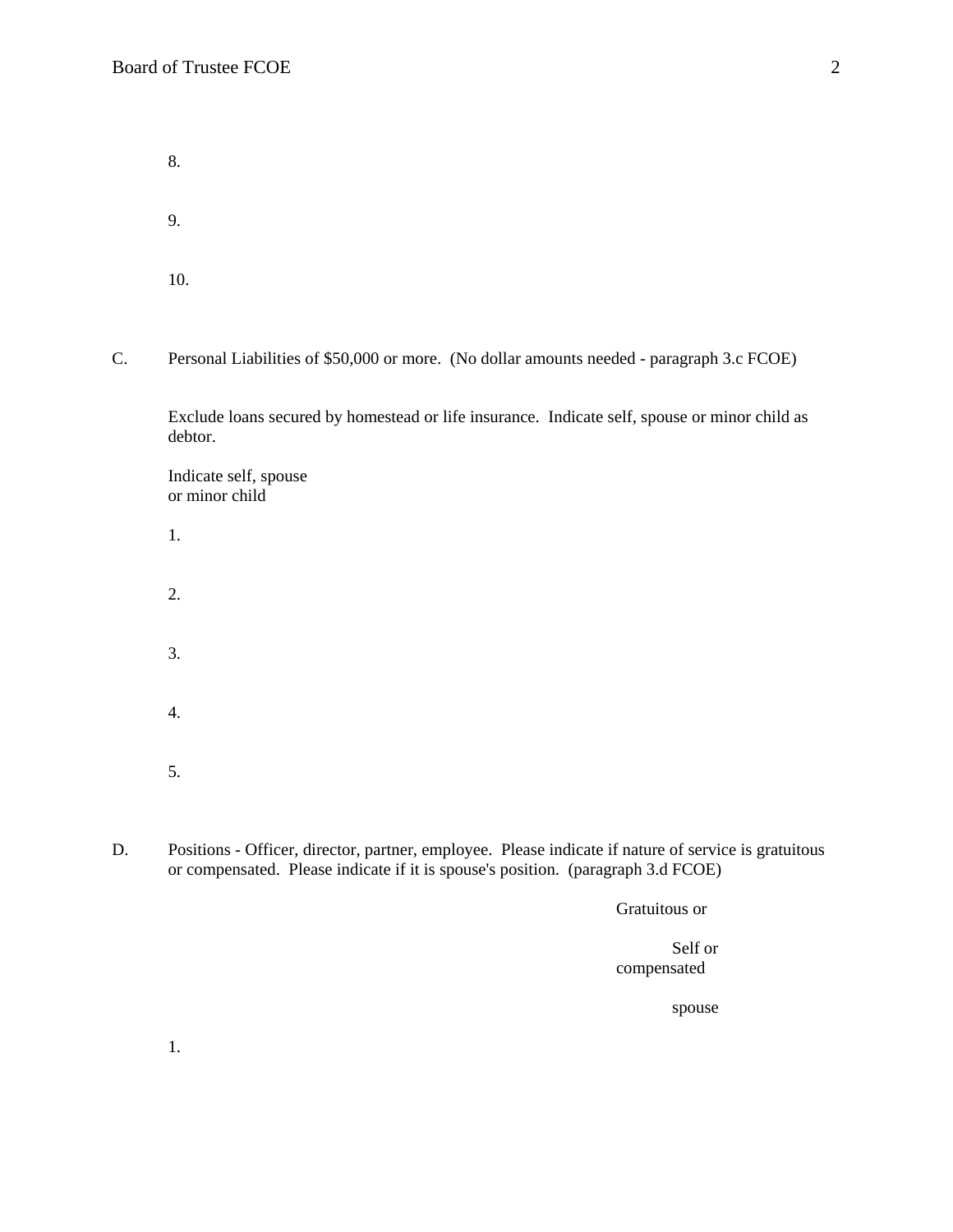8.

9.

10.

C. Personal Liabilities of $50,000 or more. (No dollar amounts needed - paragraph 3.c FCOE)

Exclude loans secured by homestead or life insurance. Indicate self, spouse or minor child as debtor.

Indicate self, spouse
or minor child

1.

2.

3.

4.

5.

D. Positions - Officer, director, partner, employee. Please indicate if nature of service is gratuitous or compensated. Please indicate if it is spouse's position. (paragraph 3.d FCOE)

| | Gratuitous or compensated | Self or spouse |
|---|---|---|
| 1. | | |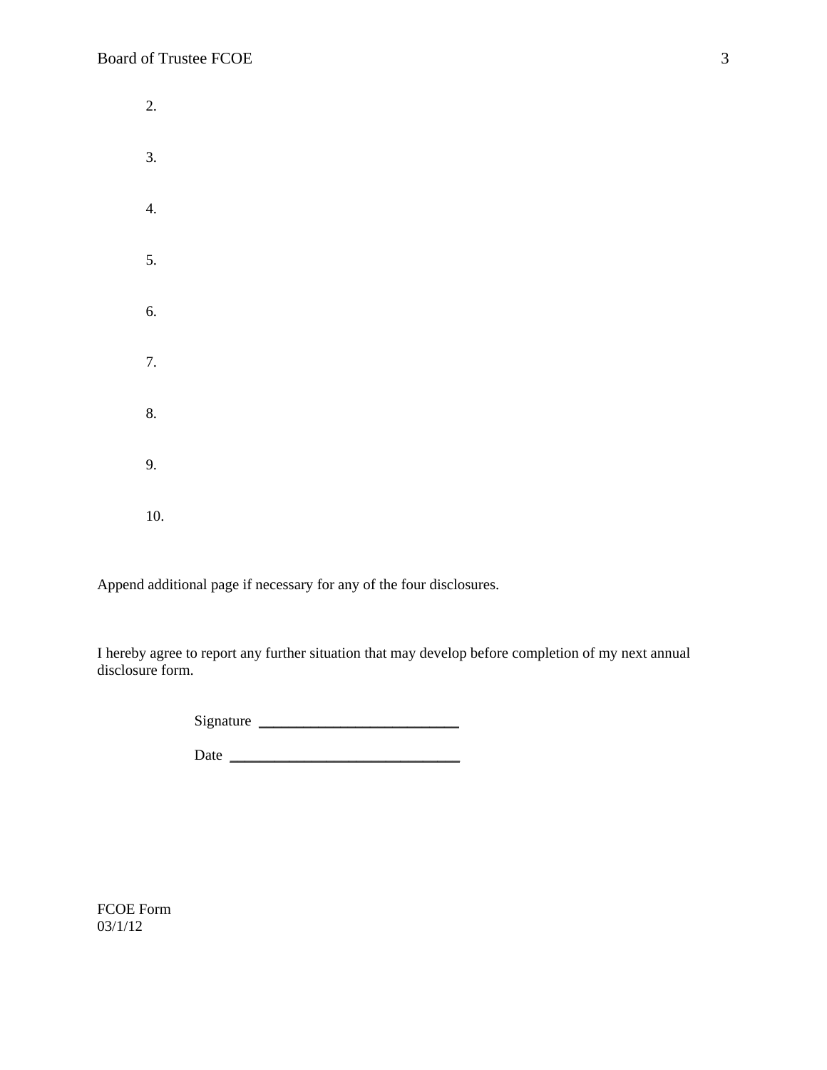2.

3.

4.

5.

6.

7.

8.

9.

10.

Append additional page if necessary for any of the four disclosures.

I hereby agree to report any further situation that may develop before completion of my next annual disclosure form.

Signature ___________________________

Date _______________________________

FCOE Form
03/1/12